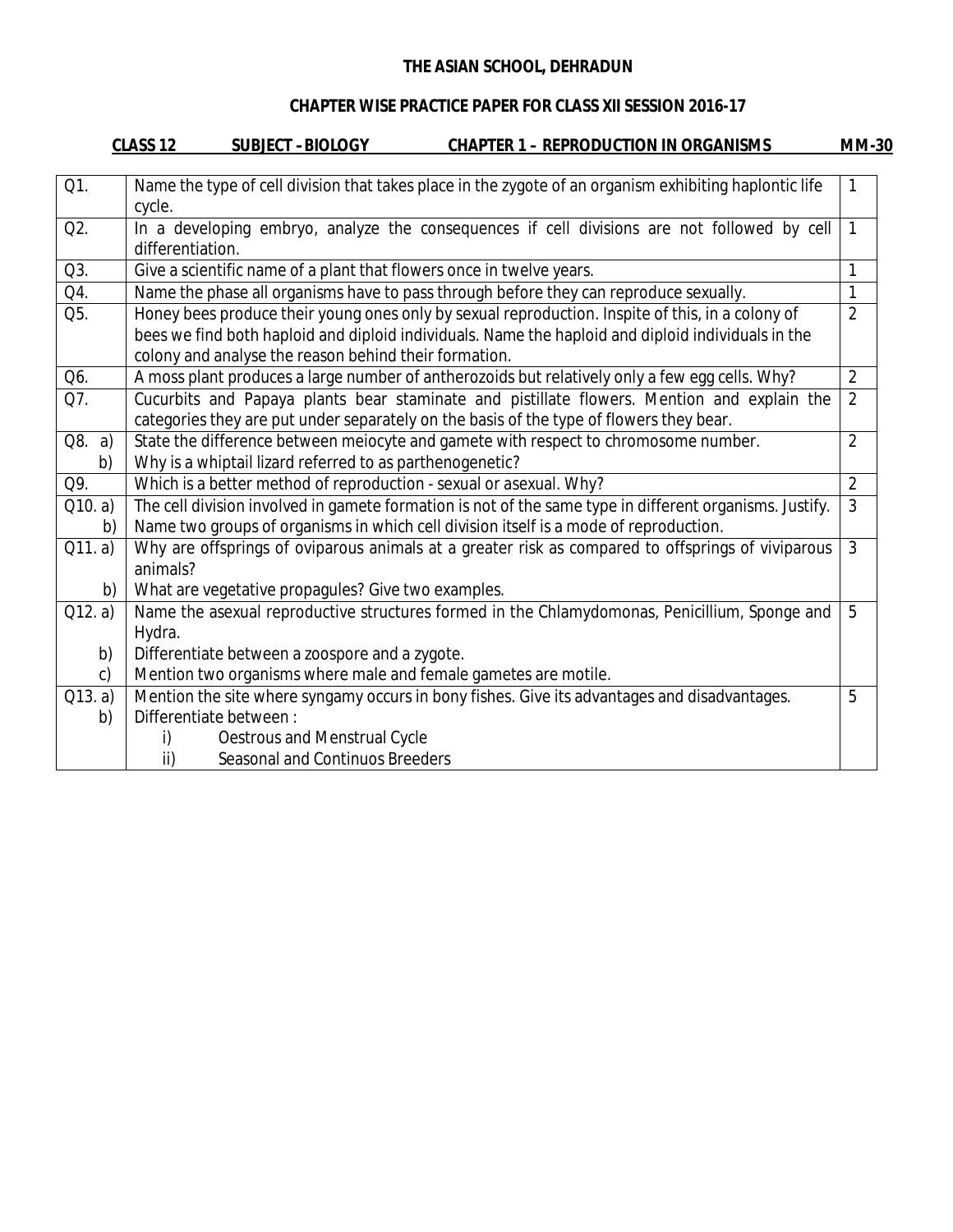**THE ASIAN SCHOOL, DEHRADUN**

**CHAPTER WISE PRACTICE PAPER FOR CLASS XII SESSION 2016-17**

**CLASS 12 SUBJECT -BIOLOGY CHAPTER 1 – REPRODUCTION IN ORGANISMS MM-30**

| | | |
|---|---|---|
| Q1. | Name the type of cell division that takes place in the zygote of an organism exhibiting haplontic life cycle. | 1 |
| Q2. | In a developing embryo, analyze the consequences if cell divisions are not followed by cell differentiation. | 1 |
| Q3. | Give a scientific name of a plant that flowers once in twelve years. | 1 |
| Q4. | Name the phase all organisms have to pass through before they can reproduce sexually. | 1 |
| Q5. | Honey bees produce their young ones only by sexual reproduction. Inspite of this, in a colony of bees we find both haploid and diploid individuals. Name the haploid and diploid individuals in the colony and analyse the reason behind their formation. | 2 |
| Q6. | A moss plant produces a large number of antherozoids but relatively only a few egg cells. Why? | 2 |
| Q7. | Cucurbits and Papaya plants bear staminate and pistillate flowers. Mention and explain the categories they are put under separately on the basis of the type of flowers they bear. | 2 |
| Q8. a) | State the difference between meiocyte and gamete with respect to chromosome number. | 2 |
| b) | Why is a whiptail lizard referred to as parthenogenetic? | |
| Q9. | Which is a better method of reproduction - sexual or asexual. Why? | 2 |
| Q10. a) | The cell division involved in gamete formation is not of the same type in different organisms. Justify. | 3 |
| b) | Name two groups of organisms in which cell division itself is a mode of reproduction. | |
| Q11. a) | Why are offsprings of oviparous animals at a greater risk as compared to offsprings of viviparous animals? | 3 |
| b) | What are vegetative propagules? Give two examples. | |
| Q12. a) | Name the asexual reproductive structures formed in the Chlamydomonas, Penicillium, Sponge and Hydra. | 5 |
| b) | Differentiate between a zoospore and a zygote. | |
| c) | Mention two organisms where male and female gametes are motile. | |
| Q13. a) | Mention the site where syngamy occurs in bony fishes. Give its advantages and disadvantages. | 5 |
| b) | Differentiate between :<br>i) Oestrous and Menstrual Cycle<br>ii) Seasonal and Continuos Breeders | |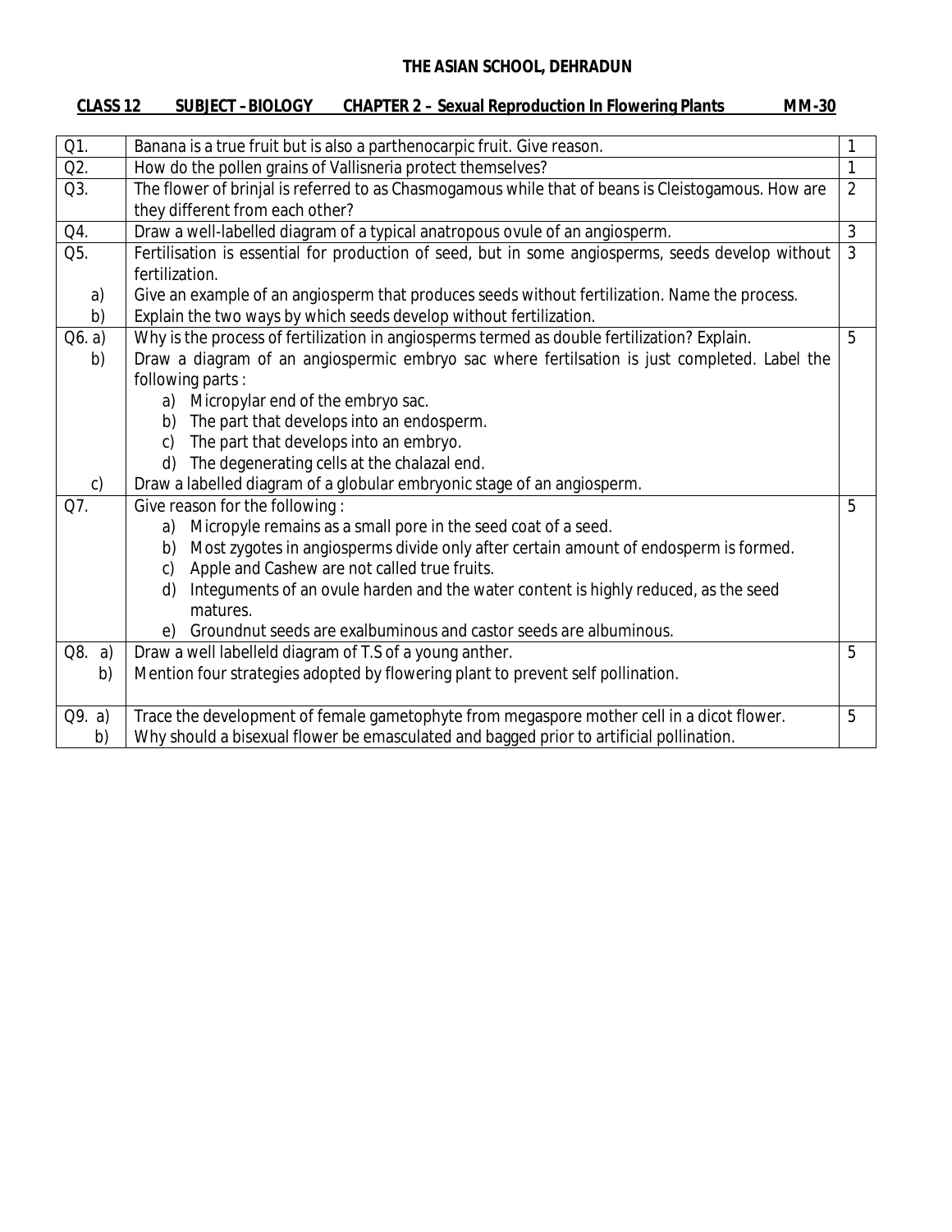# THE ASIAN SCHOOL, DEHRADUN

**CLASS 12 SUBJECT – BIOLOGY CHAPTER 2 – Sexual Reproduction In Flowering Plants MM-30**

| Q. | Question | Marks |
|---|---|---|
| Q1. | Banana is a true fruit but is also a parthenocarpic fruit. Give reason. | 1 |
| Q2. | How do the pollen grains of Vallisneria protect themselves? | 1 |
| Q3. | The flower of brinjal is referred to as Chasmogamous while that of beans is Cleistogamous. How are they different from each other? | 2 |
| Q4. | Draw a well-labelled diagram of a typical anatropous ovule of an angiosperm. | 3 |
| Q5. | Fertilisation is essential for production of seed, but in some angiosperms, seeds develop without fertilization. | 3 |
| a) | Give an example of an angiosperm that produces seeds without fertilization. Name the process. | |
| b) | Explain the two ways by which seeds develop without fertilization. | |
| Q6. a) | Why is the process of fertilization in angiosperms termed as double fertilization? Explain. | 5 |
| b) | Draw a diagram of an angiospermic embryo sac where fertilsation is just completed. Label the following parts :<br>a) Micropylar end of the embryo sac.<br>b) The part that develops into an endosperm.<br>c) The part that develops into an embryo.<br>d) The degenerating cells at the chalazal end. | |
| c) | Draw a labelled diagram of a globular embryonic stage of an angiosperm. | |
| Q7. | Give reason for the following :<br>a) Micropyle remains as a small pore in the seed coat of a seed.<br>b) Most zygotes in angiosperms divide only after certain amount of endosperm is formed.<br>c) Apple and Cashew are not called true fruits.<br>d) Integuments of an ovule harden and the water content is highly reduced, as the seed matures.<br>e) Groundnut seeds are exalbuminous and castor seeds are albuminous. | 5 |
| Q8. a) | Draw a well labelleld diagram of T.S of a young anther. | 5 |
| b) | Mention four strategies adopted by flowering plant to prevent self pollination. | |
| Q9. a) | Trace the development of female gametophyte from megaspore mother cell in a dicot flower. | 5 |
| b) | Why should a bisexual flower be emasculated and bagged prior to artificial pollination. | |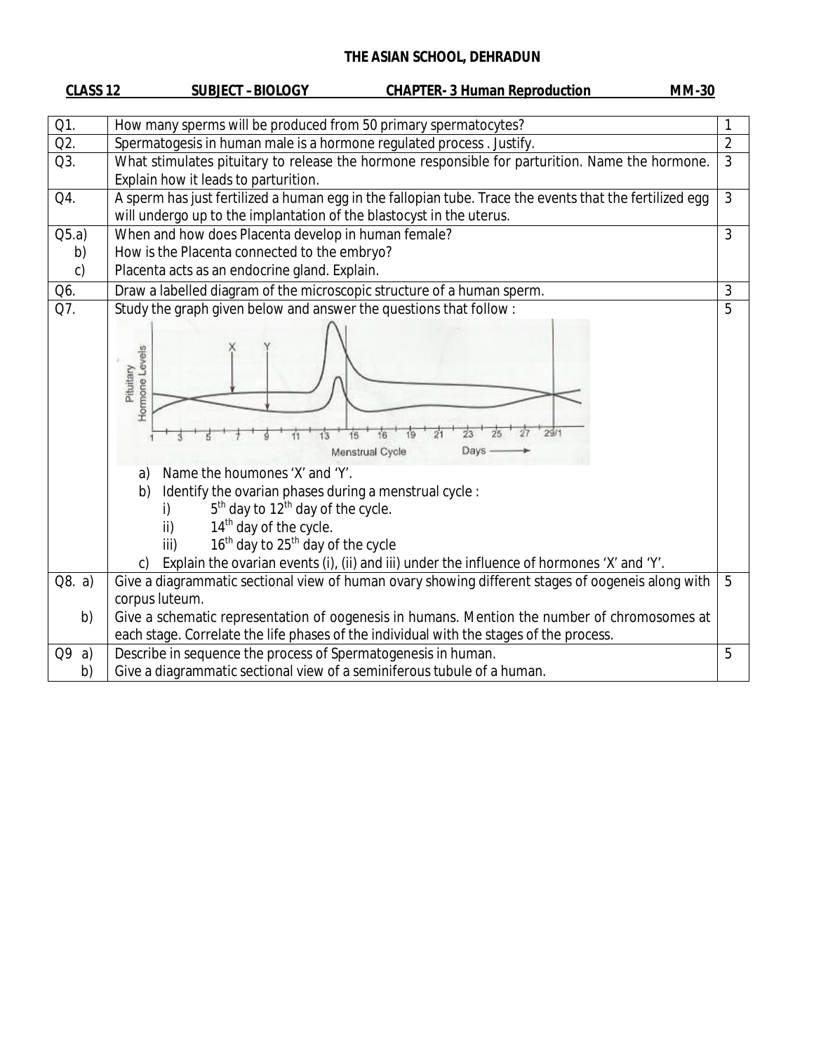**THE ASIAN SCHOOL, DEHRADUN**

**CLASS 12** **SUBJECT – BIOLOGY** **CHAPTER- 3 Human Reproduction** **MM-30**

| Q. No. | Question | Marks |
|---|---|---|
| Q1. | How many sperms will be produced from 50 primary spermatocytes? | 1 |
| Q2. | Spermatogesis in human male is a hormone regulated process . Justify. | 2 |
| Q3. | What stimulates pituitary to release the hormone responsible for parturition. Name the hormone. Explain how it leads to parturition. | 3 |
| Q4. | A sperm has just fertilized a human egg in the fallopian tube. Trace the events that the fertilized egg will undergo up to the implantation of the blastocyst in the uterus. | 3 |
| Q5.a) | When and how does Placenta develop in human female? | 3 |
| b) | How is the Placenta connected to the embryo? | |
| c) | Placenta acts as an endocrine gland. Explain. | |
| Q6. | Draw a labelled diagram of the microscopic structure of a human sperm. | 3 |
| Q7. | Study the graph given below and answer the questions that follow : (Graph: Pituitary Hormone Levels vs Menstrual Cycle Days, with curves marked 'X' and 'Y') a) Name the houmones 'X' and 'Y'. b) Identify the ovarian phases during a menstrual cycle : i) $5^{th}$ day to $12^{th}$ day of the cycle. ii) $14^{th}$ day of the cycle. iii) $16^{th}$ day to $25^{th}$ day of the cycle c) Explain the ovarian events (i), (ii) and iii) under the influence of hormones 'X' and 'Y'. | 5 |
| Q8. a) | Give a diagrammatic sectional view of human ovary showing different stages of oogeneis along with corpus luteum. | 5 |
| b) | Give a schematic representation of oogenesis in humans. Mention the number of chromosomes at each stage. Correlate the life phases of the individual with the stages of the process. | |
| Q9 a) | Describe in sequence the process of Spermatogenesis in human. | 5 |
| b) | Give a diagrammatic sectional view of a seminiferous tubule of a human. | |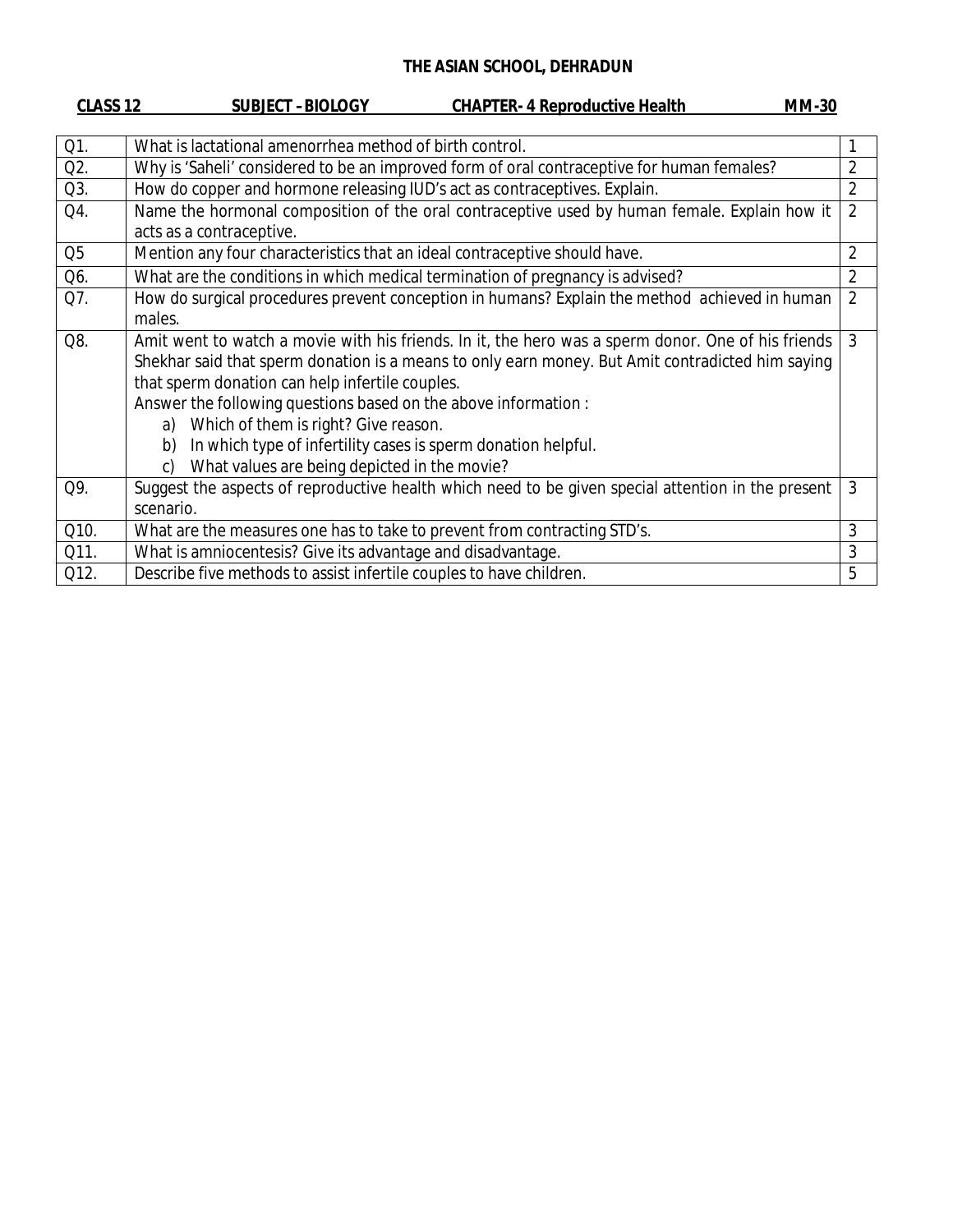# THE ASIAN SCHOOL, DEHRADUN

**CLASS 12** **SUBJECT – BIOLOGY** **CHAPTER- 4 Reproductive Health** **MM-30**

| | | |
|---|---|---|
| Q1. | What is lactational amenorrhea method of birth control. | 1 |
| Q2. | Why is 'Saheli' considered to be an improved form of oral contraceptive for human females? | 2 |
| Q3. | How do copper and hormone releasing IUD's act as contraceptives. Explain. | 2 |
| Q4. | Name the hormonal composition of the oral contraceptive used by human female. Explain how it acts as a contraceptive. | 2 |
| Q5 | Mention any four characteristics that an ideal contraceptive should have. | 2 |
| Q6. | What are the conditions in which medical termination of pregnancy is advised? | 2 |
| Q7. | How do surgical procedures prevent conception in humans? Explain the method achieved in human males. | 2 |
| Q8. | Amit went to watch a movie with his friends. In it, the hero was a sperm donor. One of his friends Shekhar said that sperm donation is a means to only earn money. But Amit contradicted him saying that sperm donation can help infertile couples.<br>Answer the following questions based on the above information :<br>a) Which of them is right? Give reason.<br>b) In which type of infertility cases is sperm donation helpful.<br>c) What values are being depicted in the movie? | 3 |
| Q9. | Suggest the aspects of reproductive health which need to be given special attention in the present scenario. | 3 |
| Q10. | What are the measures one has to take to prevent from contracting STD's. | 3 |
| Q11. | What is amniocentesis? Give its advantage and disadvantage. | 3 |
| Q12. | Describe five methods to assist infertile couples to have children. | 5 |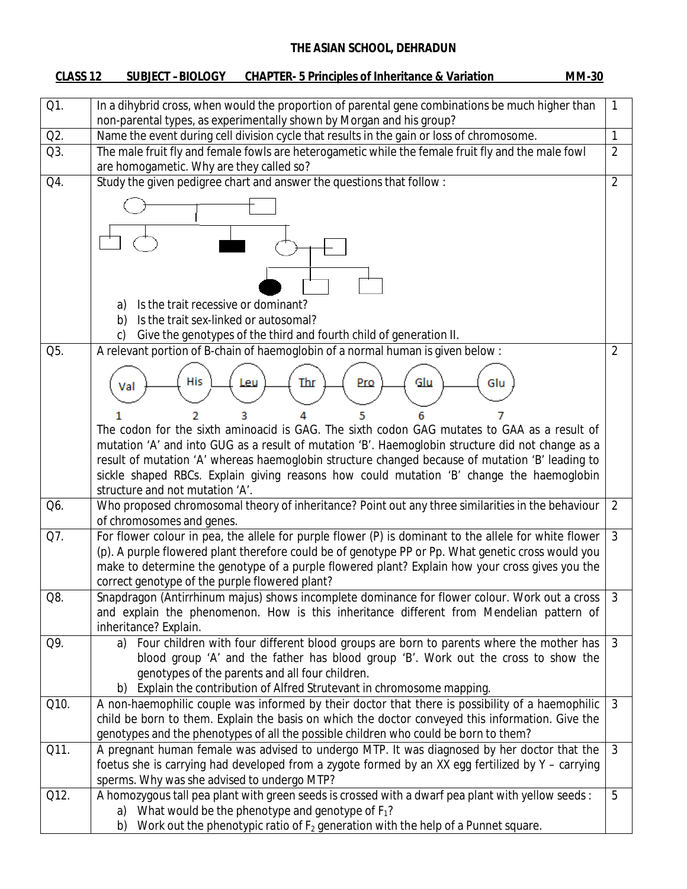# THE ASIAN SCHOOL, DEHRADUN

**CLASS 12 SUBJECT – BIOLOGY CHAPTER- 5 Principles of Inheritance & Variation MM-30**

| | | |
|---|---|---|
| Q1. | In a dihybrid cross, when would the proportion of parental gene combinations be much higher than non-parental types, as experimentally shown by Morgan and his group? | 1 |
| Q2. | Name the event during cell division cycle that results in the gain or loss of chromosome. | 1 |
| Q3. | The male fruit fly and female fowls are heterogametic while the female fruit fly and the male fowl are homogametic. Why are they called so? | 2 |
| Q4. | Study the given pedigree chart and answer the questions that follow : a) Is the trait recessive or dominant? b) Is the trait sex-linked or autosomal? c) Give the genotypes of the third and fourth child of generation II. | 2 |
| Q5. | A relevant portion of B-chain of haemoglobin of a normal human is given below : Val (1) – His (2) – Leu (3) – Thr (4) – Pro (5) – Glu (6) – Glu (7). The codon for the sixth aminoacid is GAG. The sixth codon GAG mutates to GAA as a result of mutation 'A' and into GUG as a result of mutation 'B'. Haemoglobin structure did not change as a result of mutation 'A' whereas haemoglobin structure changed because of mutation 'B' leading to sickle shaped RBCs. Explain giving reasons how could mutation 'B' change the haemoglobin structure and not mutation 'A'. | 2 |
| Q6. | Who proposed chromosomal theory of inheritance? Point out any three similarities in the behaviour of chromosomes and genes. | 2 |
| Q7. | For flower colour in pea, the allele for purple flower (P) is dominant to the allele for white flower (p). A purple flowered plant therefore could be of genotype PP or Pp. What genetic cross would you make to determine the genotype of a purple flowered plant? Explain how your cross gives you the correct genotype of the purple flowered plant? | 3 |
| Q8. | Snapdragon (Antirrhinum majus) shows incomplete dominance for flower colour. Work out a cross and explain the phenomenon. How is this inheritance different from Mendelian pattern of inheritance? Explain. | 3 |
| Q9. | a) Four children with four different blood groups are born to parents where the mother has blood group 'A' and the father has blood group 'B'. Work out the cross to show the genotypes of the parents and all four children. b) Explain the contribution of Alfred Strutevant in chromosome mapping. | 3 |
| Q10. | A non-haemophilic couple was informed by their doctor that there is possibility of a haemophilic child be born to them. Explain the basis on which the doctor conveyed this information. Give the genotypes and the phenotypes of all the possible children who could be born to them? | 3 |
| Q11. | A pregnant human female was advised to undergo MTP. It was diagnosed by her doctor that the foetus she is carrying had developed from a zygote formed by an XX egg fertilized by Y – carrying sperms. Why was she advised to undergo MTP? | 3 |
| Q12. | A homozygous tall pea plant with green seeds is crossed with a dwarf pea plant with yellow seeds : a) What would be the phenotype and genotype of $F_1$? b) Work out the phenotypic ratio of $F_2$ generation with the help of a Punnet square. | 5 |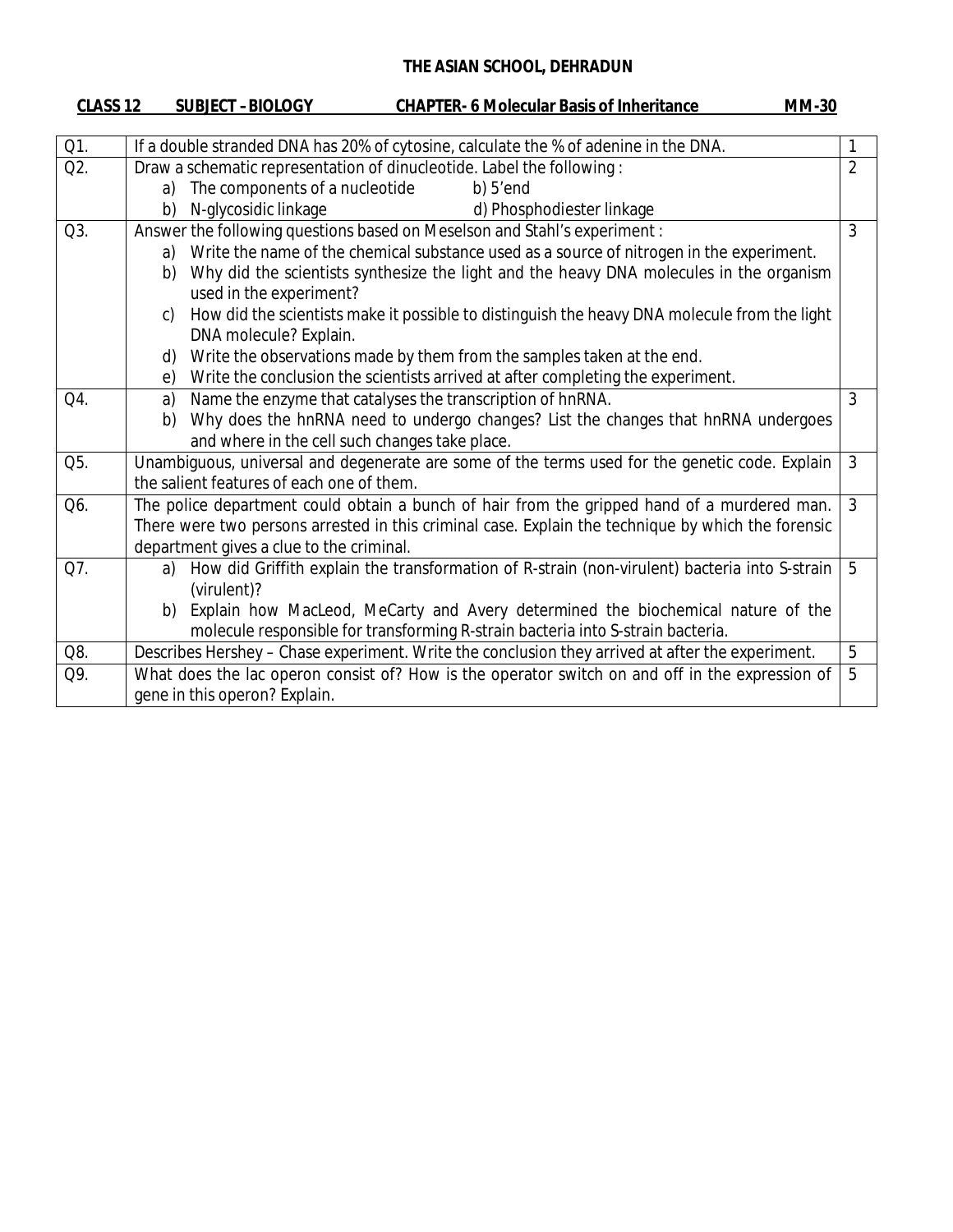**THE ASIAN SCHOOL, DEHRADUN**

**CLASS 12 SUBJECT – BIOLOGY CHAPTER- 6 Molecular Basis of Inheritance MM-30**

| | | |
|---|---|---|
| Q1. | If a double stranded DNA has 20% of cytosine, calculate the % of adenine in the DNA. | 1 |
| Q2. | Draw a schematic representation of dinucleotide. Label the following :<br>a) The components of a nucleotide b) 5'end<br>b) N-glycosidic linkage d) Phosphodiester linkage | 2 |
| Q3. | Answer the following questions based on Meselson and Stahl's experiment :<br>a) Write the name of the chemical substance used as a source of nitrogen in the experiment.<br>b) Why did the scientists synthesize the light and the heavy DNA molecules in the organism used in the experiment?<br>c) How did the scientists make it possible to distinguish the heavy DNA molecule from the light DNA molecule? Explain.<br>d) Write the observations made by them from the samples taken at the end.<br>e) Write the conclusion the scientists arrived at after completing the experiment. | 3 |
| Q4. | a) Name the enzyme that catalyses the transcription of hnRNA.<br>b) Why does the hnRNA need to undergo changes? List the changes that hnRNA undergoes and where in the cell such changes take place. | 3 |
| Q5. | Unambiguous, universal and degenerate are some of the terms used for the genetic code. Explain the salient features of each one of them. | 3 |
| Q6. | The police department could obtain a bunch of hair from the gripped hand of a murdered man. There were two persons arrested in this criminal case. Explain the technique by which the forensic department gives a clue to the criminal. | 3 |
| Q7. | a) How did Griffith explain the transformation of R-strain (non-virulent) bacteria into S-strain (virulent)?<br>b) Explain how MacLeod, MeCarty and Avery determined the biochemical nature of the molecule responsible for transforming R-strain bacteria into S-strain bacteria. | 5 |
| Q8. | Describes Hershey – Chase experiment. Write the conclusion they arrived at after the experiment. | 5 |
| Q9. | What does the lac operon consist of? How is the operator switch on and off in the expression of gene in this operon? Explain. | 5 |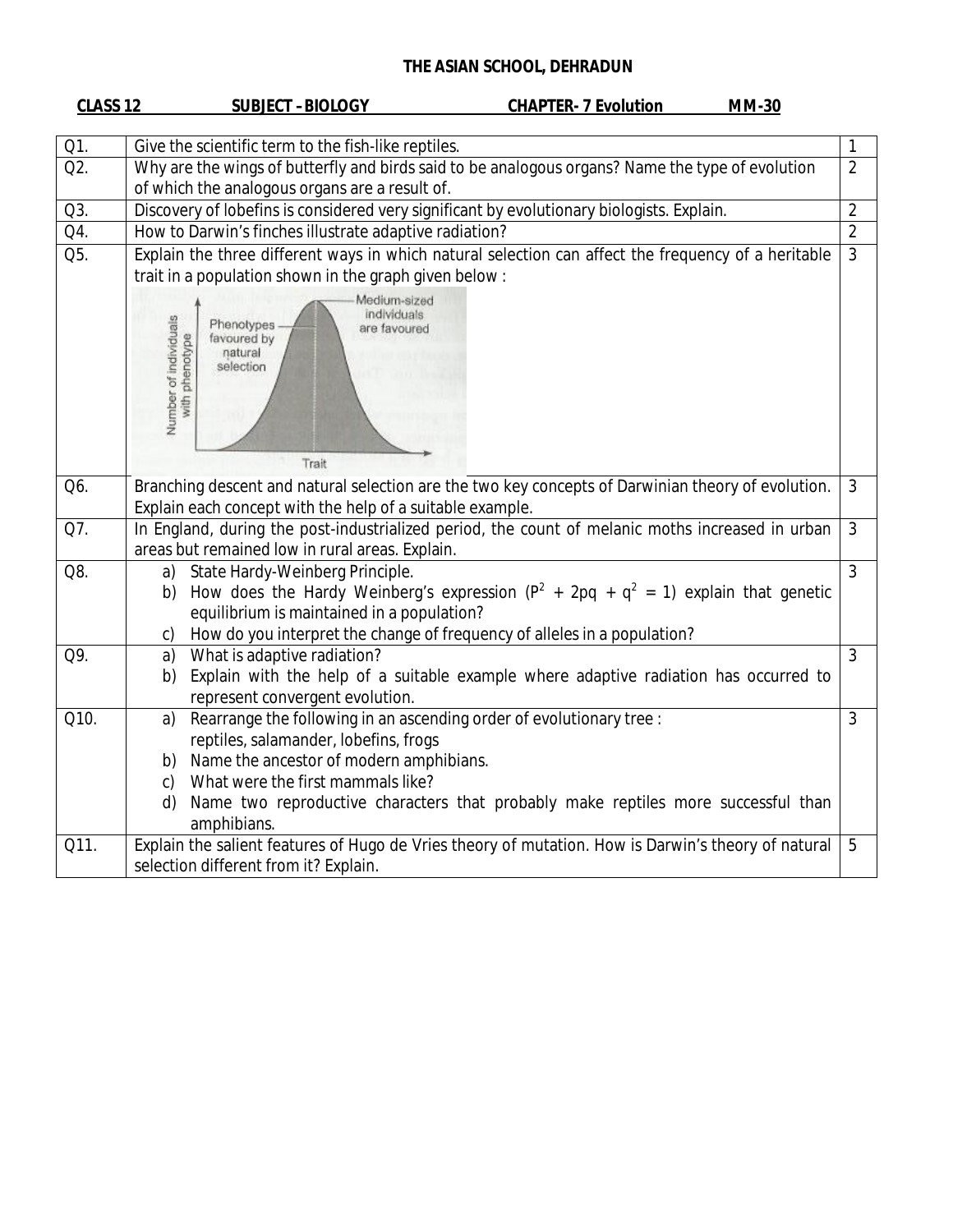# THE ASIAN SCHOOL, DEHRADUN

**CLASS 12** **SUBJECT – BIOLOGY** **CHAPTER- 7 Evolution** **MM-30**

| | | |
|---|---|---|
| Q1. | Give the scientific term to the fish-like reptiles. | 1 |
| Q2. | Why are the wings of butterfly and birds said to be analogous organs? Name the type of evolution of which the analogous organs are a result of. | 2 |
| Q3. | Discovery of lobefins is considered very significant by evolutionary biologists. Explain. | 2 |
| Q4. | How to Darwin's finches illustrate adaptive radiation? | 2 |
| Q5. | Explain the three different ways in which natural selection can affect the frequency of a heritable trait in a population shown in the graph given below : | 3 |
| Q6. | Branching descent and natural selection are the two key concepts of Darwinian theory of evolution. Explain each concept with the help of a suitable example. | 3 |
| Q7. | In England, during the post-industrialized period, the count of melanic moths increased in urban areas but remained low in rural areas. Explain. | 3 |
| Q8. | a) State Hardy-Weinberg Principle.<br>b) How does the Hardy Weinberg's expression ($P^2 + 2pq + q^2 = 1$) explain that genetic equilibrium is maintained in a population?<br>c) How do you interpret the change of frequency of alleles in a population? | 3 |
| Q9. | a) What is adaptive radiation?<br>b) Explain with the help of a suitable example where adaptive radiation has occurred to represent convergent evolution. | 3 |
| Q10. | a) Rearrange the following in an ascending order of evolutionary tree :<br>reptiles, salamander, lobefins, frogs<br>b) Name the ancestor of modern amphibians.<br>c) What were the first mammals like?<br>d) Name two reproductive characters that probably make reptiles more successful than amphibians. | 3 |
| Q11. | Explain the salient features of Hugo de Vries theory of mutation. How is Darwin's theory of natural selection different from it? Explain. | 5 |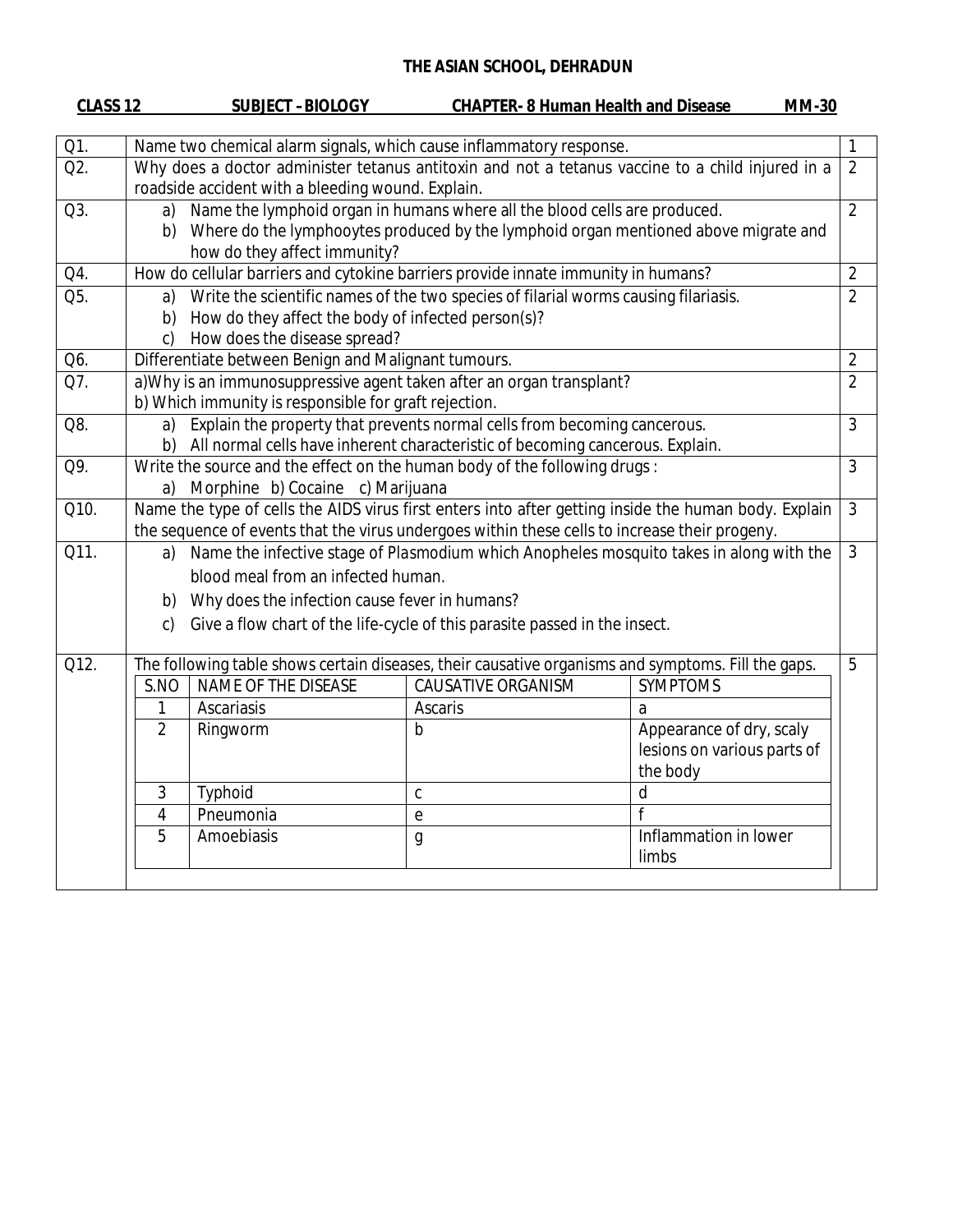# THE ASIAN SCHOOL, DEHRADUN

**CLASS 12** **SUBJECT - BIOLOGY** **CHAPTER- 8 Human Health and Disease** **MM-30**

| Q.No | Question | Marks |
|---|---|---|
| Q1. | Name two chemical alarm signals, which cause inflammatory response. | 1 |
| Q2. | Why does a doctor administer tetanus antitoxin and not a tetanus vaccine to a child injured in a roadside accident with a bleeding wound. Explain. | 2 |
| Q3. | a) Name the lymphoid organ in humans where all the blood cells are produced. <br> b) Where do the lymphooytes produced by the lymphoid organ mentioned above migrate and how do they affect immunity? | 2 |
| Q4. | How do cellular barriers and cytokine barriers provide innate immunity in humans? | 2 |
| Q5. | a) Write the scientific names of the two species of filarial worms causing filariasis. <br> b) How do they affect the body of infected person(s)? <br> c) How does the disease spread? | 2 |
| Q6. | Differentiate between Benign and Malignant tumours. | 2 |
| Q7. | a)Why is an immunosuppressive agent taken after an organ transplant? <br> b) Which immunity is responsible for graft rejection. | 2 |
| Q8. | a) Explain the property that prevents normal cells from becoming cancerous. <br> b) All normal cells have inherent characteristic of becoming cancerous. Explain. | 3 |
| Q9. | Write the source and the effect on the human body of the following drugs : <br> a) Morphine b) Cocaine c) Marijuana | 3 |
| Q10. | Name the type of cells the AIDS virus first enters into after getting inside the human body. Explain the sequence of events that the virus undergoes within these cells to increase their progeny. | 3 |
| Q11. | a) Name the infective stage of *Plasmodium* which Anopheles mosquito takes in along with the blood meal from an infected human. <br> b) Why does the infection cause fever in humans? <br> c) Give a flow chart of the life-cycle of this parasite passed in the insect. | 3 |
| Q12. | The following table shows certain diseases, their causative organisms and symptoms. Fill the gaps. | 5 |

| S.NO | NAME OF THE DISEASE | CAUSATIVE ORGANISM | SYMPTOMS |
|---|---|---|---|
| 1 | Ascariasis | Ascaris | a |
| 2 | Ringworm | b | Appearance of dry, scaly lesions on various parts of the body |
| 3 | Typhoid | c | d |
| 4 | Pneumonia | e | f |
| 5 | Amoebiasis | g | Inflammation in lower limbs |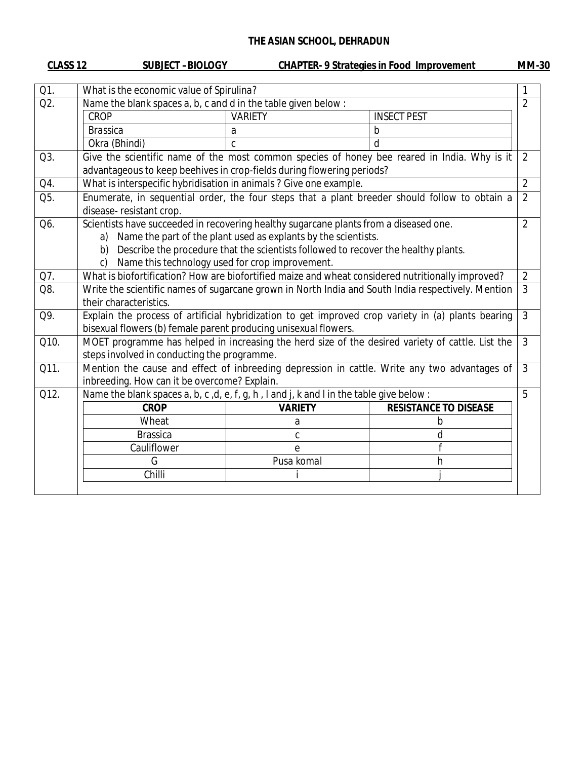# THE ASIAN SCHOOL, DEHRADUN

**CLASS 12** **SUBJECT –BIOLOGY** **CHAPTER- 9 Strategies in Food Improvement** **MM-30**

| Q. No. | Question | Marks |
|---|---|---|
| Q1. | What is the economic value of Spirulina? | 1 |
| Q2. | Name the blank spaces a, b, c and d in the table given below :<br><br>CROP / VARIETY / INSECT PEST<br>Brassica / a / b<br>Okra (Bhindi) / c / d | 2 |
| Q3. | Give the scientific name of the most common species of honey bee reared in India. Why is it advantageous to keep beehives in crop-fields during flowering periods? | 2 |
| Q4. | What is interspecific hybridisation in animals ? Give one example. | 2 |
| Q5. | Enumerate, in sequential order, the four steps that a plant breeder should follow to obtain a disease- resistant crop. | 2 |
| Q6. | Scientists have succeeded in recovering healthy sugarcane plants from a diseased one.<br>a) Name the part of the plant used as explants by the scientists.<br>b) Describe the procedure that the scientists followed to recover the healthy plants.<br>c) Name this technology used for crop improvement. | 2 |
| Q7. | What is biofortification? How are biofortified maize and wheat considered nutritionally improved? | 2 |
| Q8. | Write the scientific names of sugarcane grown in North India and South India respectively. Mention their characteristics. | 3 |
| Q9. | Explain the process of artificial hybridization to get improved crop variety in (a) plants bearing bisexual flowers (b) female parent producing unisexual flowers. | 3 |
| Q10. | MOET programme has helped in increasing the herd size of the desired variety of cattle. List the steps involved in conducting the programme. | 3 |
| Q11. | Mention the cause and effect of inbreeding depression in cattle. Write any two advantages of inbreeding. How can it be overcome? Explain. | 3 |
| Q12. | Name the blank spaces a, b, c ,d, e, f, g, h , I and j, k and l in the table give below :<br><br>CROP / VARIETY / RESISTANCE TO DISEASE<br>Wheat / a / b<br>Brassica / c / d<br>Cauliflower / e / f<br>G / Pusa komal / h<br>Chilli / i / j | 5 |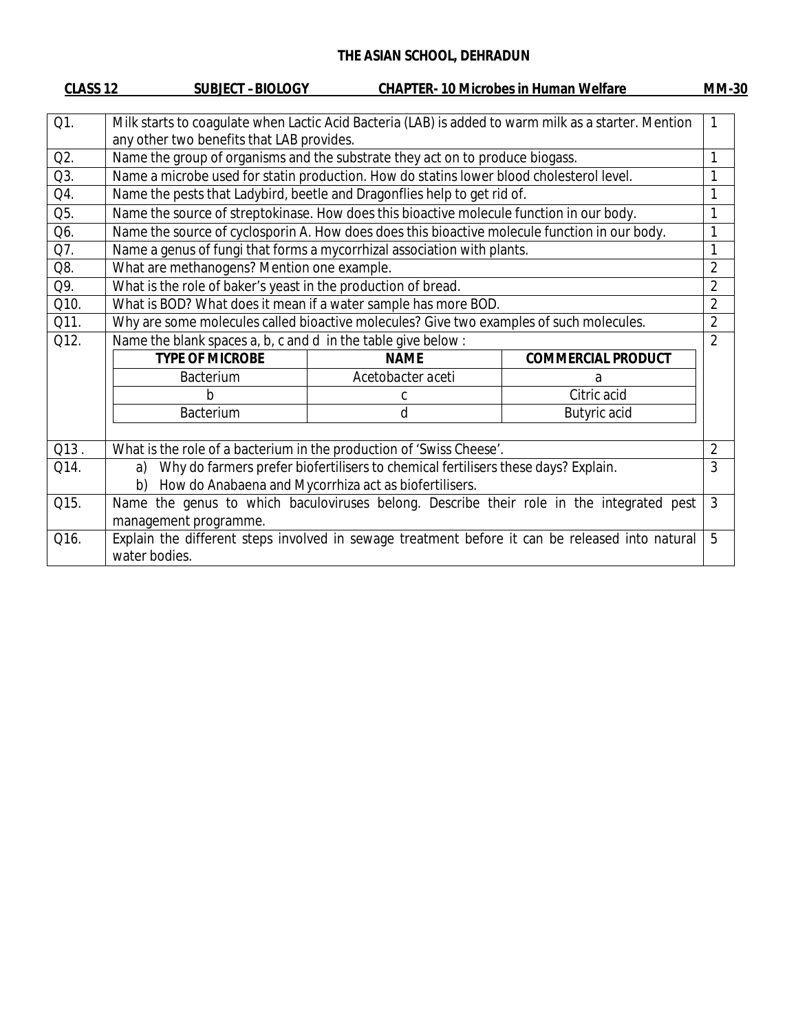# THE ASIAN SCHOOL, DEHRADUN

**CLASS 12** **SUBJECT –BIOLOGY** **CHAPTER- 10 Microbes in Human Welfare** **MM-30**

| | | |
|---|---|---|
| Q1. | Milk starts to coagulate when Lactic Acid Bacteria (LAB) is added to warm milk as a starter. Mention any other two benefits that LAB provides. | 1 |
| Q2. | Name the group of organisms and the substrate they act on to produce biogass. | 1 |
| Q3. | Name a microbe used for statin production. How do statins lower blood cholesterol level. | 1 |
| Q4. | Name the pests that Ladybird, beetle and Dragonflies help to get rid of. | 1 |
| Q5. | Name the source of streptokinase. How does this bioactive molecule function in our body. | 1 |
| Q6. | Name the source of cyclosporin A. How does does this bioactive molecule function in our body. | 1 |
| Q7. | Name a genus of fungi that forms a mycorrhizal association with plants. | 1 |
| Q8. | What are methanogens? Mention one example. | 2 |
| Q9. | What is the role of baker's yeast in the production of bread. | 2 |
| Q10. | What is BOD? What does it mean if a water sample has more BOD. | 2 |
| Q11. | Why are some molecules called bioactive molecules? Give two examples of such molecules. | 2 |
| Q12. | Name the blank spaces a, b, c and d in the table give below : | 2 |
| Q13 . | What is the role of a bacterium in the production of 'Swiss Cheese'. | 2 |
| Q14. | a) Why do farmers prefer biofertilisers to chemical fertilisers these days? Explain.<br>b) How do Anabaena and Mycorrhiza act as biofertilisers. | 3 |
| Q15. | Name the genus to which baculoviruses belong. Describe their role in the integrated pest management programme. | 3 |
| Q16. | Explain the different steps involved in sewage treatment before it can be released into natural water bodies. | 5 |

Table for Q12:

| TYPE OF MICROBE | NAME | COMMERCIAL PRODUCT |
|---|---|---|
| Bacterium | Acetobacter aceti | a |
| b | c | Citric acid |
| Bacterium | d | Butyric acid |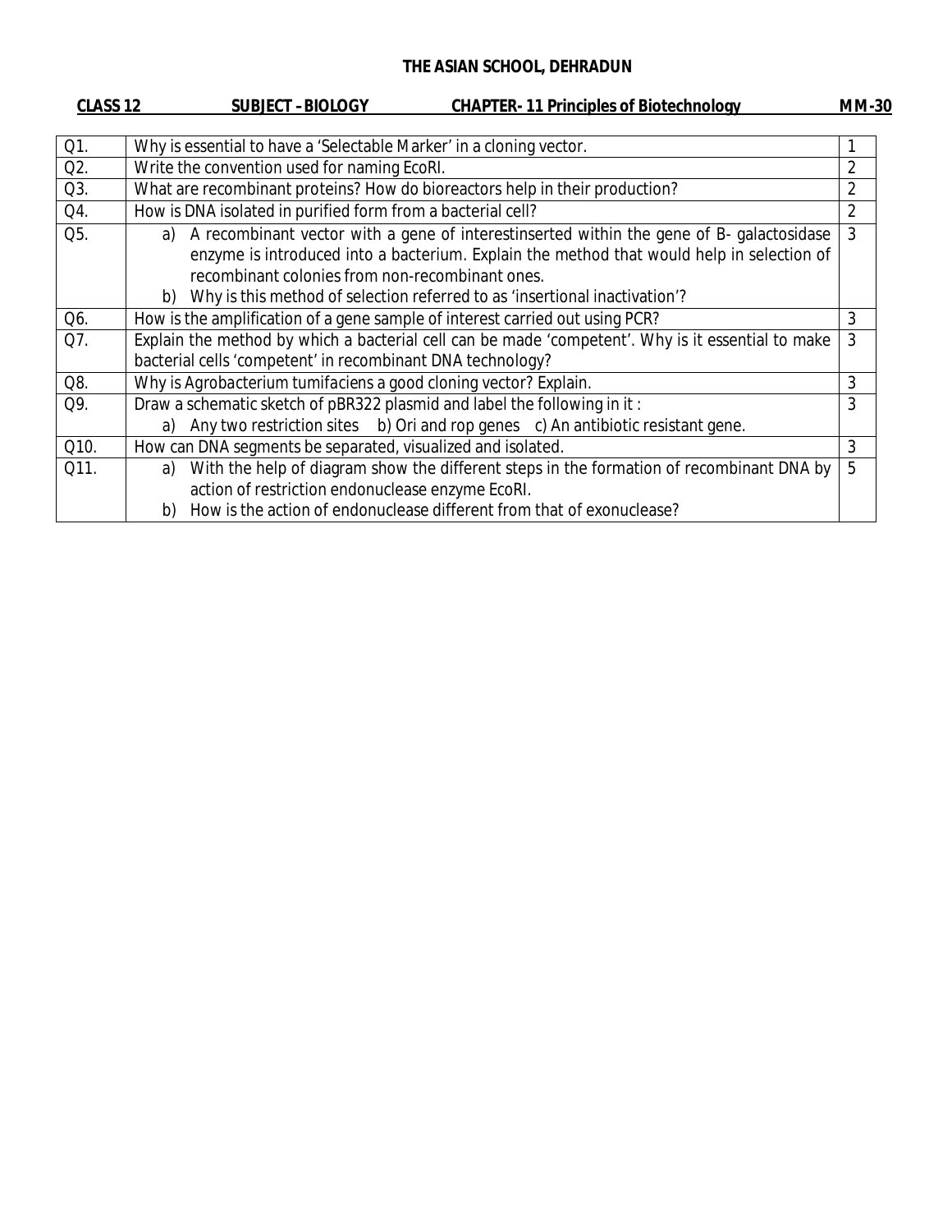# THE ASIAN SCHOOL, DEHRADUN

**CLASS 12** **SUBJECT –BIOLOGY** **CHAPTER- 11 Principles of Biotechnology** **MM-30**

| | | |
|---|---|---|
| Q1. | Why is essential to have a 'Selectable Marker' in a cloning vector. | 1 |
| Q2. | Write the convention used for naming EcoRI. | 2 |
| Q3. | What are recombinant proteins? How do bioreactors help in their production? | 2 |
| Q4. | How is DNA isolated in purified form from a bacterial cell? | 2 |
| Q5. | a) A recombinant vector with a gene of interestinserted within the gene of Β- galactosidase enzyme is introduced into a bacterium. Explain the method that would help in selection of recombinant colonies from non-recombinant ones. <br> b) Why is this method of selection referred to as 'insertional inactivation'? | 3 |
| Q6. | How is the amplification of a gene sample of interest carried out using PCR? | 3 |
| Q7. | Explain the method by which a bacterial cell can be made 'competent'. Why is it essential to make bacterial cells 'competent' in recombinant DNA technology? | 3 |
| Q8. | Why is Agrobacterium tumifaciens a good cloning vector? Explain. | 3 |
| Q9. | Draw a schematic sketch of pBR322 plasmid and label the following in it : <br> a) Any two restriction sites b) Ori and rop genes c) An antibiotic resistant gene. | 3 |
| Q10. | How can DNA segments be separated, visualized and isolated. | 3 |
| Q11. | a) With the help of diagram show the different steps in the formation of recombinant DNA by action of restriction endonuclease enzyme EcoRI. <br> b) How is the action of endonuclease different from that of exonuclease? | 5 |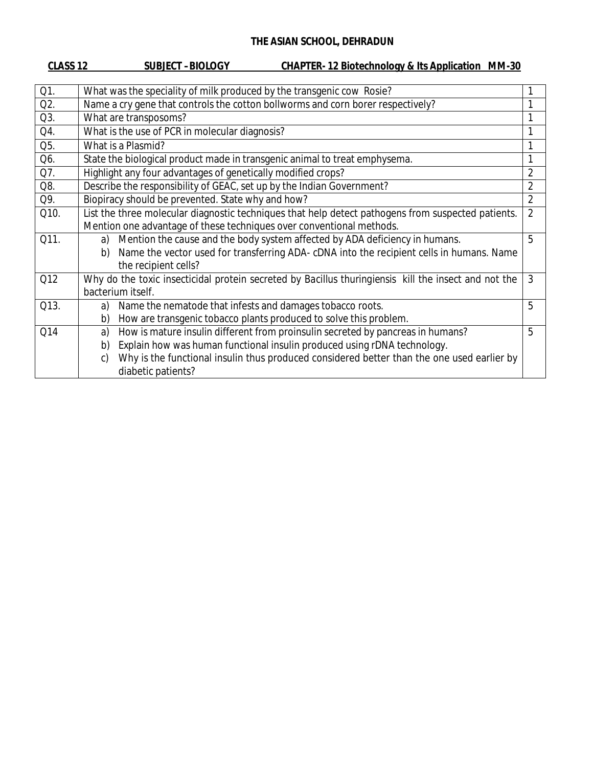**THE ASIAN SCHOOL, DEHRADUN**

**CLASS 12** **SUBJECT – BIOLOGY** **CHAPTER- 12 Biotechnology & Its Application MM-30**

| | | |
|---|---|---|
| Q1. | What was the speciality of milk produced by the transgenic cow Rosie? | 1 |
| Q2. | Name a cry gene that controls the cotton bollworms and corn borer respectively? | 1 |
| Q3. | What are transposoms? | 1 |
| Q4. | What is the use of PCR in molecular diagnosis? | 1 |
| Q5. | What is a Plasmid? | 1 |
| Q6. | State the biological product made in transgenic animal to treat emphysema. | 1 |
| Q7. | Highlight any four advantages of genetically modified crops? | 2 |
| Q8. | Describe the responsibility of GEAC, set up by the Indian Government? | 2 |
| Q9. | Biopiracy should be prevented. State why and how? | 2 |
| Q10. | List the three molecular diagnostic techniques that help detect pathogens from suspected patients. Mention one advantage of these techniques over conventional methods. | 2 |
| Q11. | a) Mention the cause and the body system affected by ADA deficiency in humans.<br>b) Name the vector used for transferring ADA- cDNA into the recipient cells in humans. Name the recipient cells? | 5 |
| Q12 | Why do the toxic insecticidal protein secreted by *Bacillus thuringiensis* kill the insect and not the bacterium itself. | 3 |
| Q13. | a) Name the nematode that infests and damages tobacco roots.<br>b) How are transgenic tobacco plants produced to solve this problem. | 5 |
| Q14 | a) How is mature insulin different from proinsulin secreted by pancreas in humans?<br>b) Explain how was human functional insulin produced using rDNA technology.<br>c) Why is the functional insulin thus produced considered better than the one used earlier by diabetic patients? | 5 |